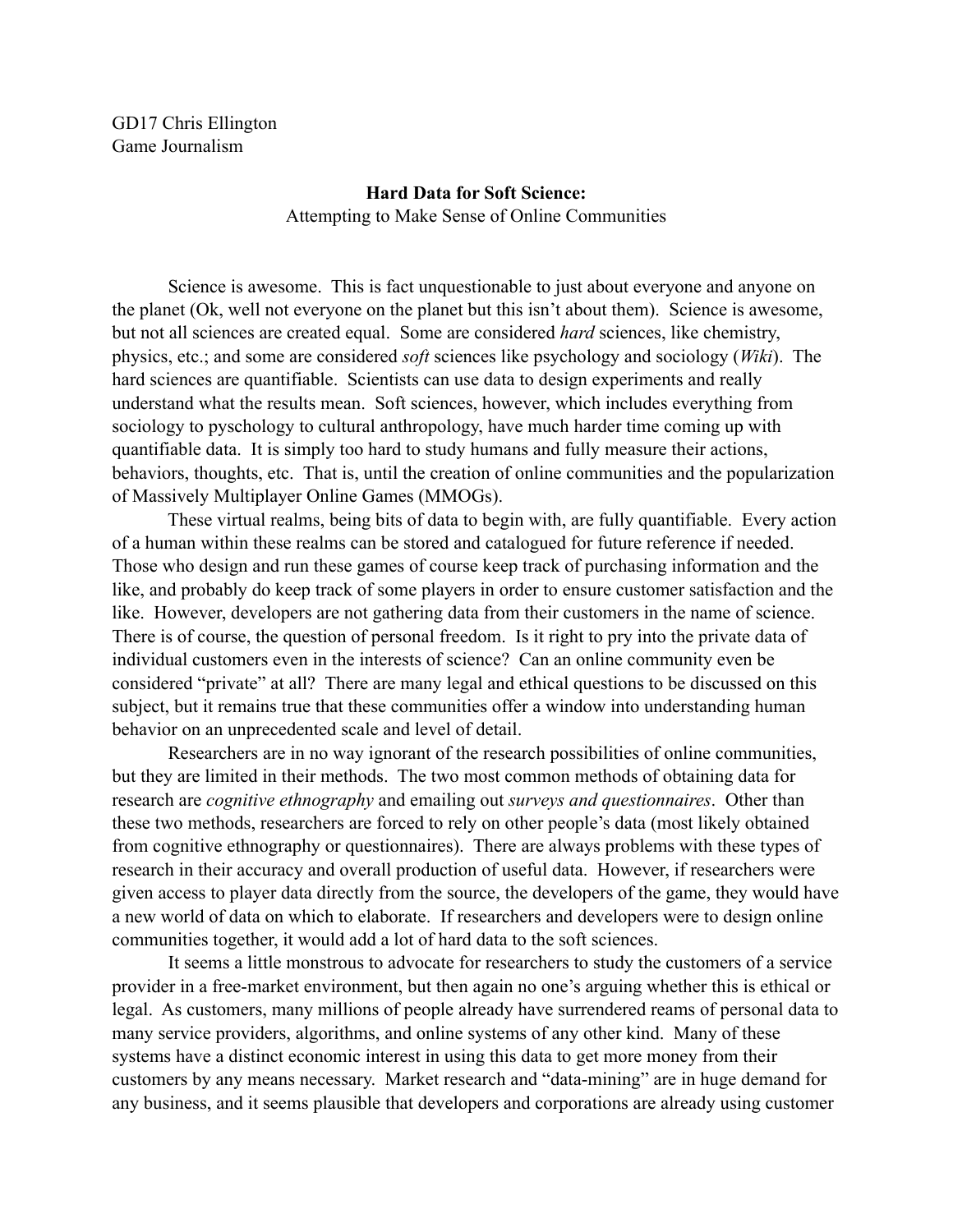GD17 Chris Ellington
Game Journalism

**Hard Data for Soft Science:**
Attempting to Make Sense of Online Communities

Science is awesome. This is fact unquestionable to just about everyone and anyone on the planet (Ok, well not everyone on the planet but this isn't about them). Science is awesome, but not all sciences are created equal. Some are considered *hard* sciences, like chemistry, physics, etc.; and some are considered *soft* sciences like psychology and sociology (*Wiki*). The hard sciences are quantifiable. Scientists can use data to design experiments and really understand what the results mean. Soft sciences, however, which includes everything from sociology to pyschology to cultural anthropology, have much harder time coming up with quantifiable data. It is simply too hard to study humans and fully measure their actions, behaviors, thoughts, etc. That is, until the creation of online communities and the popularization of Massively Multiplayer Online Games (MMOGs).

These virtual realms, being bits of data to begin with, are fully quantifiable. Every action of a human within these realms can be stored and catalogued for future reference if needed. Those who design and run these games of course keep track of purchasing information and the like, and probably do keep track of some players in order to ensure customer satisfaction and the like. However, developers are not gathering data from their customers in the name of science. There is of course, the question of personal freedom. Is it right to pry into the private data of individual customers even in the interests of science? Can an online community even be considered "private" at all? There are many legal and ethical questions to be discussed on this subject, but it remains true that these communities offer a window into understanding human behavior on an unprecedented scale and level of detail.

Researchers are in no way ignorant of the research possibilities of online communities, but they are limited in their methods. The two most common methods of obtaining data for research are *cognitive ethnography* and emailing out *surveys and questionnaires*. Other than these two methods, researchers are forced to rely on other people's data (most likely obtained from cognitive ethnography or questionnaires). There are always problems with these types of research in their accuracy and overall production of useful data. However, if researchers were given access to player data directly from the source, the developers of the game, they would have a new world of data on which to elaborate. If researchers and developers were to design online communities together, it would add a lot of hard data to the soft sciences.

It seems a little monstrous to advocate for researchers to study the customers of a service provider in a free-market environment, but then again no one's arguing whether this is ethical or legal. As customers, many millions of people already have surrendered reams of personal data to many service providers, algorithms, and online systems of any other kind. Many of these systems have a distinct economic interest in using this data to get more money from their customers by any means necessary. Market research and "data-mining" are in huge demand for any business, and it seems plausible that developers and corporations are already using customer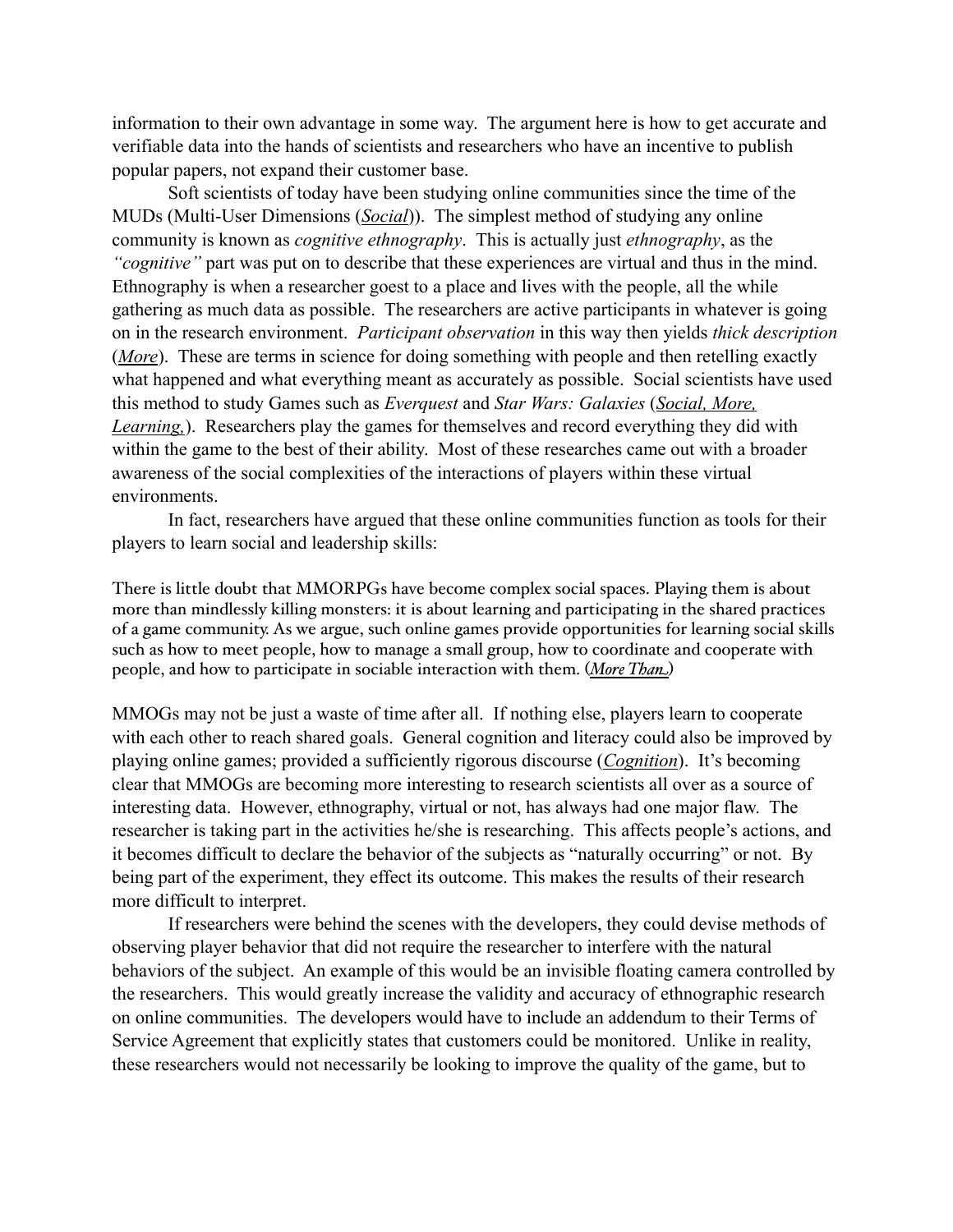information to their own advantage in some way. The argument here is how to get accurate and verifiable data into the hands of scientists and researchers who have an incentive to publish popular papers, not expand their customer base.

Soft scientists of today have been studying online communities since the time of the MUDs (Multi-User Dimensions (*Social*)). The simplest method of studying any online community is known as *cognitive ethnography*. This is actually just *ethnography*, as the *"cognitive"* part was put on to describe that these experiences are virtual and thus in the mind. Ethnography is when a researcher goest to a place and lives with the people, all the while gathering as much data as possible. The researchers are active participants in whatever is going on in the research environment. *Participant observation* in this way then yields *thick description* (*More*). These are terms in science for doing something with people and then retelling exactly what happened and what everything meant as accurately as possible. Social scientists have used this method to study Games such as *Everquest* and *Star Wars: Galaxies* (*Social, More, Learning,*). Researchers play the games for themselves and record everything they did with within the game to the best of their ability. Most of these researches came out with a broader awareness of the social complexities of the interactions of players within these virtual environments.

In fact, researchers have argued that these online communities function as tools for their players to learn social and leadership skills:

> There is little doubt that MMORPGs have become complex social spaces. Playing them is about more than mindlessly killing monsters: it is about learning and participating in the shared practices of a game community. As we argue, such online games provide opportunities for learning social skills such as how to meet people, how to manage a small group, how to coordinate and cooperate with people, and how to participate in sociable interaction with them. (*More Than..*)

MMOGs may not be just a waste of time after all. If nothing else, players learn to cooperate with each other to reach shared goals. General cognition and literacy could also be improved by playing online games; provided a sufficiently rigorous discourse (*Cognition*). It's becoming clear that MMOGs are becoming more interesting to research scientists all over as a source of interesting data. However, ethnography, virtual or not, has always had one major flaw. The researcher is taking part in the activities he/she is researching. This affects people's actions, and it becomes difficult to declare the behavior of the subjects as "naturally occurring" or not. By being part of the experiment, they effect its outcome. This makes the results of their research more difficult to interpret.

If researchers were behind the scenes with the developers, they could devise methods of observing player behavior that did not require the researcher to interfere with the natural behaviors of the subject. An example of this would be an invisible floating camera controlled by the researchers. This would greatly increase the validity and accuracy of ethnographic research on online communities. The developers would have to include an addendum to their Terms of Service Agreement that explicitly states that customers could be monitored. Unlike in reality, these researchers would not necessarily be looking to improve the quality of the game, but to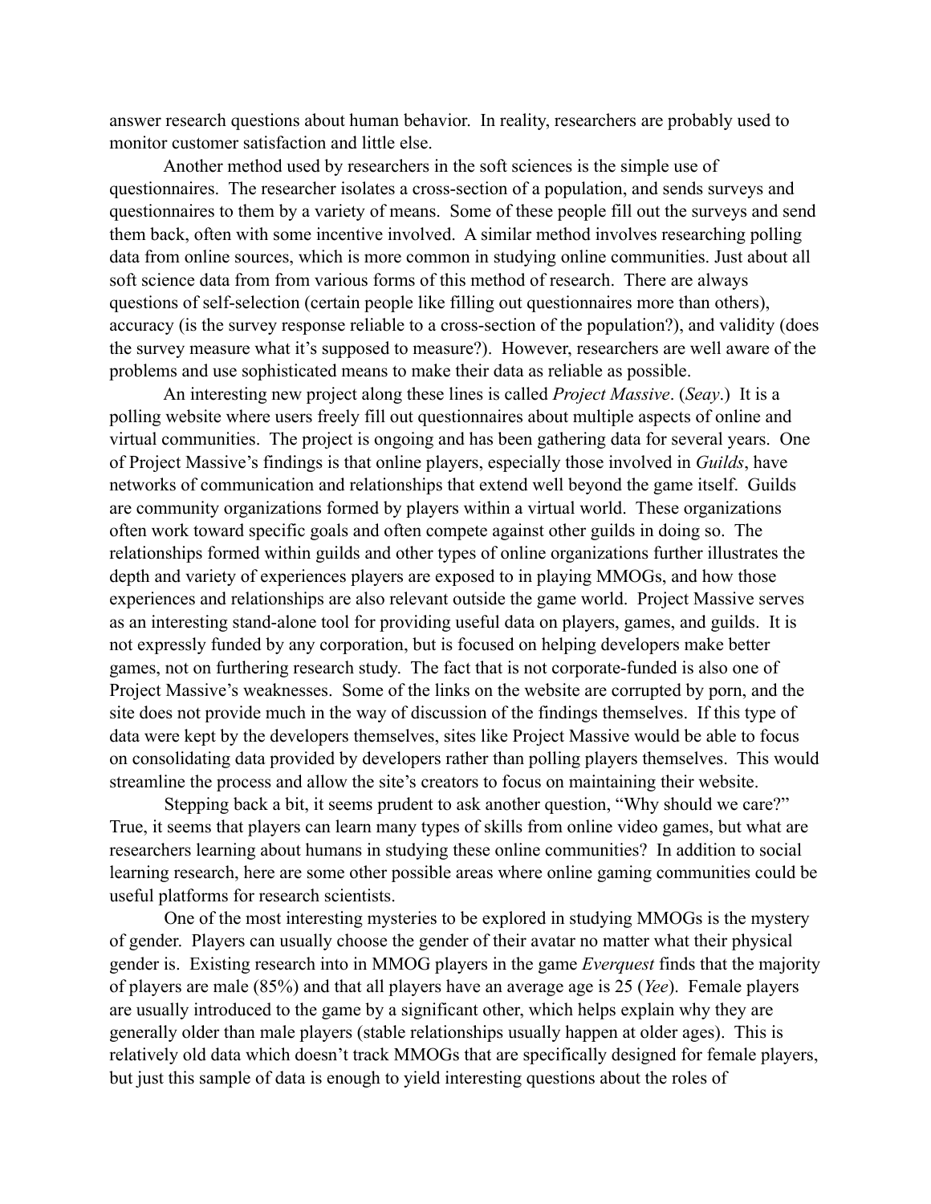answer research questions about human behavior. In reality, researchers are probably used to monitor customer satisfaction and little else.

Another method used by researchers in the soft sciences is the simple use of questionnaires. The researcher isolates a cross-section of a population, and sends surveys and questionnaires to them by a variety of means. Some of these people fill out the surveys and send them back, often with some incentive involved. A similar method involves researching polling data from online sources, which is more common in studying online communities. Just about all soft science data from from various forms of this method of research. There are always questions of self-selection (certain people like filling out questionnaires more than others), accuracy (is the survey response reliable to a cross-section of the population?), and validity (does the survey measure what it's supposed to measure?). However, researchers are well aware of the problems and use sophisticated means to make their data as reliable as possible.

An interesting new project along these lines is called *Project Massive*. (*Seay*.) It is a polling website where users freely fill out questionnaires about multiple aspects of online and virtual communities. The project is ongoing and has been gathering data for several years. One of Project Massive's findings is that online players, especially those involved in *Guilds*, have networks of communication and relationships that extend well beyond the game itself. Guilds are community organizations formed by players within a virtual world. These organizations often work toward specific goals and often compete against other guilds in doing so. The relationships formed within guilds and other types of online organizations further illustrates the depth and variety of experiences players are exposed to in playing MMOGs, and how those experiences and relationships are also relevant outside the game world. Project Massive serves as an interesting stand-alone tool for providing useful data on players, games, and guilds. It is not expressly funded by any corporation, but is focused on helping developers make better games, not on furthering research study. The fact that is not corporate-funded is also one of Project Massive's weaknesses. Some of the links on the website are corrupted by porn, and the site does not provide much in the way of discussion of the findings themselves. If this type of data were kept by the developers themselves, sites like Project Massive would be able to focus on consolidating data provided by developers rather than polling players themselves. This would streamline the process and allow the site's creators to focus on maintaining their website.

Stepping back a bit, it seems prudent to ask another question, "Why should we care?" True, it seems that players can learn many types of skills from online video games, but what are researchers learning about humans in studying these online communities? In addition to social learning research, here are some other possible areas where online gaming communities could be useful platforms for research scientists.

One of the most interesting mysteries to be explored in studying MMOGs is the mystery of gender. Players can usually choose the gender of their avatar no matter what their physical gender is. Existing research into in MMOG players in the game *Everquest* finds that the majority of players are male (85%) and that all players have an average age is 25 (*Yee*). Female players are usually introduced to the game by a significant other, which helps explain why they are generally older than male players (stable relationships usually happen at older ages). This is relatively old data which doesn't track MMOGs that are specifically designed for female players, but just this sample of data is enough to yield interesting questions about the roles of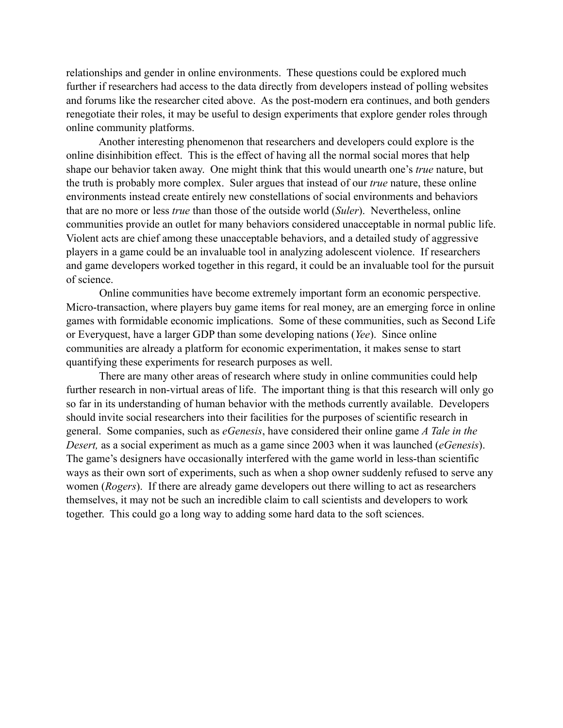relationships and gender in online environments. These questions could be explored much further if researchers had access to the data directly from developers instead of polling websites and forums like the researcher cited above. As the post-modern era continues, and both genders renegotiate their roles, it may be useful to design experiments that explore gender roles through online community platforms.

Another interesting phenomenon that researchers and developers could explore is the online disinhibition effect. This is the effect of having all the normal social mores that help shape our behavior taken away. One might think that this would unearth one's *true* nature, but the truth is probably more complex. Suler argues that instead of our *true* nature, these online environments instead create entirely new constellations of social environments and behaviors that are no more or less *true* than those of the outside world (*Suler*). Nevertheless, online communities provide an outlet for many behaviors considered unacceptable in normal public life. Violent acts are chief among these unacceptable behaviors, and a detailed study of aggressive players in a game could be an invaluable tool in analyzing adolescent violence. If researchers and game developers worked together in this regard, it could be an invaluable tool for the pursuit of science.

Online communities have become extremely important form an economic perspective. Micro-transaction, where players buy game items for real money, are an emerging force in online games with formidable economic implications. Some of these communities, such as Second Life or Everyquest, have a larger GDP than some developing nations (*Yee*). Since online communities are already a platform for economic experimentation, it makes sense to start quantifying these experiments for research purposes as well.

There are many other areas of research where study in online communities could help further research in non-virtual areas of life. The important thing is that this research will only go so far in its understanding of human behavior with the methods currently available. Developers should invite social researchers into their facilities for the purposes of scientific research in general. Some companies, such as *eGenesis*, have considered their online game *A Tale in the Desert,* as a social experiment as much as a game since 2003 when it was launched (*eGenesis*). The game's designers have occasionally interfered with the game world in less-than scientific ways as their own sort of experiments, such as when a shop owner suddenly refused to serve any women (*Rogers*). If there are already game developers out there willing to act as researchers themselves, it may not be such an incredible claim to call scientists and developers to work together. This could go a long way to adding some hard data to the soft sciences.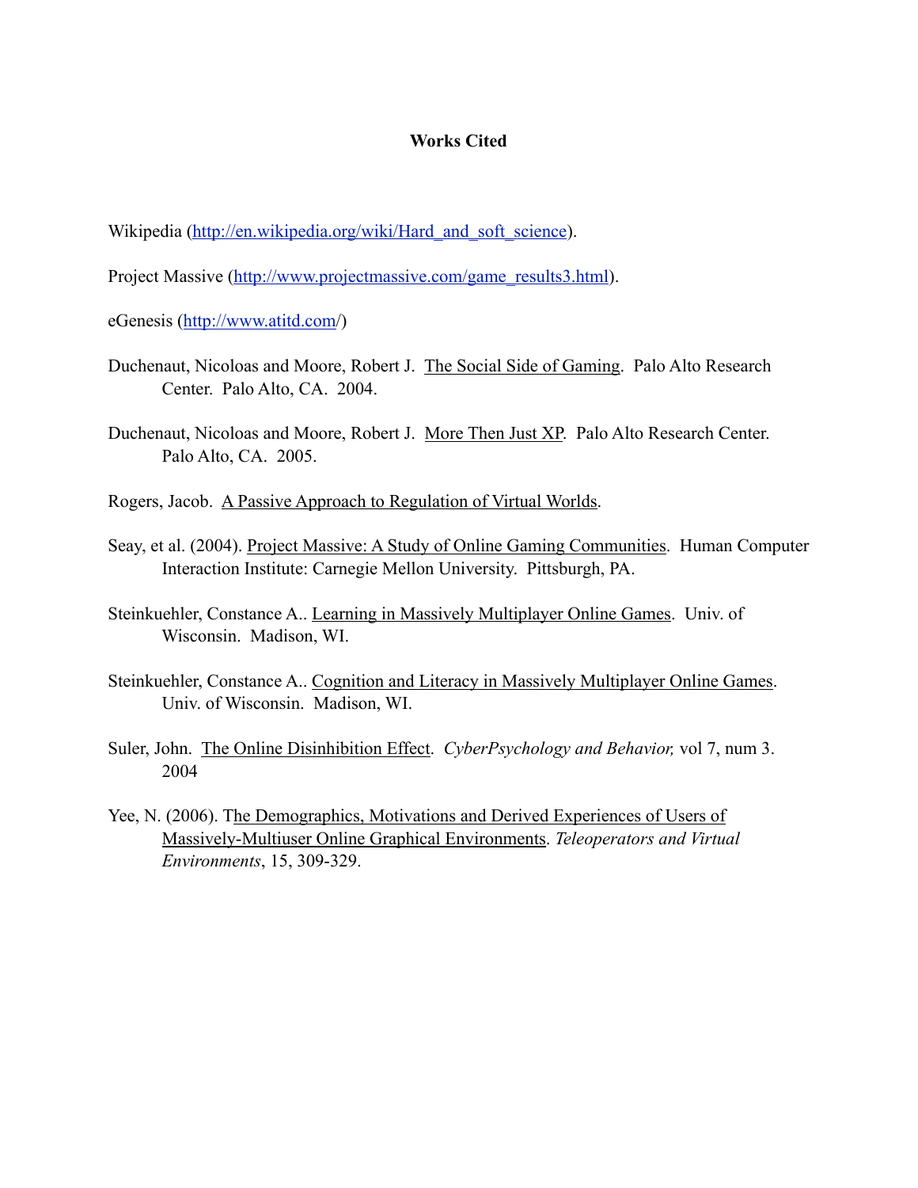# Works Cited

Wikipedia (http://en.wikipedia.org/wiki/Hard_and_soft_science).

Project Massive (http://www.projectmassive.com/game_results3.html).

eGenesis (http://www.atitd.com/)

Duchenaut, Nicoloas and Moore, Robert J. The Social Side of Gaming. Palo Alto Research Center. Palo Alto, CA. 2004.

Duchenaut, Nicoloas and Moore, Robert J. More Then Just XP. Palo Alto Research Center. Palo Alto, CA. 2005.

Rogers, Jacob. A Passive Approach to Regulation of Virtual Worlds.

Seay, et al. (2004). Project Massive: A Study of Online Gaming Communities. Human Computer Interaction Institute: Carnegie Mellon University. Pittsburgh, PA.

Steinkuehler, Constance A.. Learning in Massively Multiplayer Online Games. Univ. of Wisconsin. Madison, WI.

Steinkuehler, Constance A.. Cognition and Literacy in Massively Multiplayer Online Games. Univ. of Wisconsin. Madison, WI.

Suler, John. The Online Disinhibition Effect. *CyberPsychology and Behavior,* vol 7, num 3. 2004

Yee, N. (2006). The Demographics, Motivations and Derived Experiences of Users of Massively-Multiuser Online Graphical Environments. *Teleoperators and Virtual Environments*, 15, 309-329.